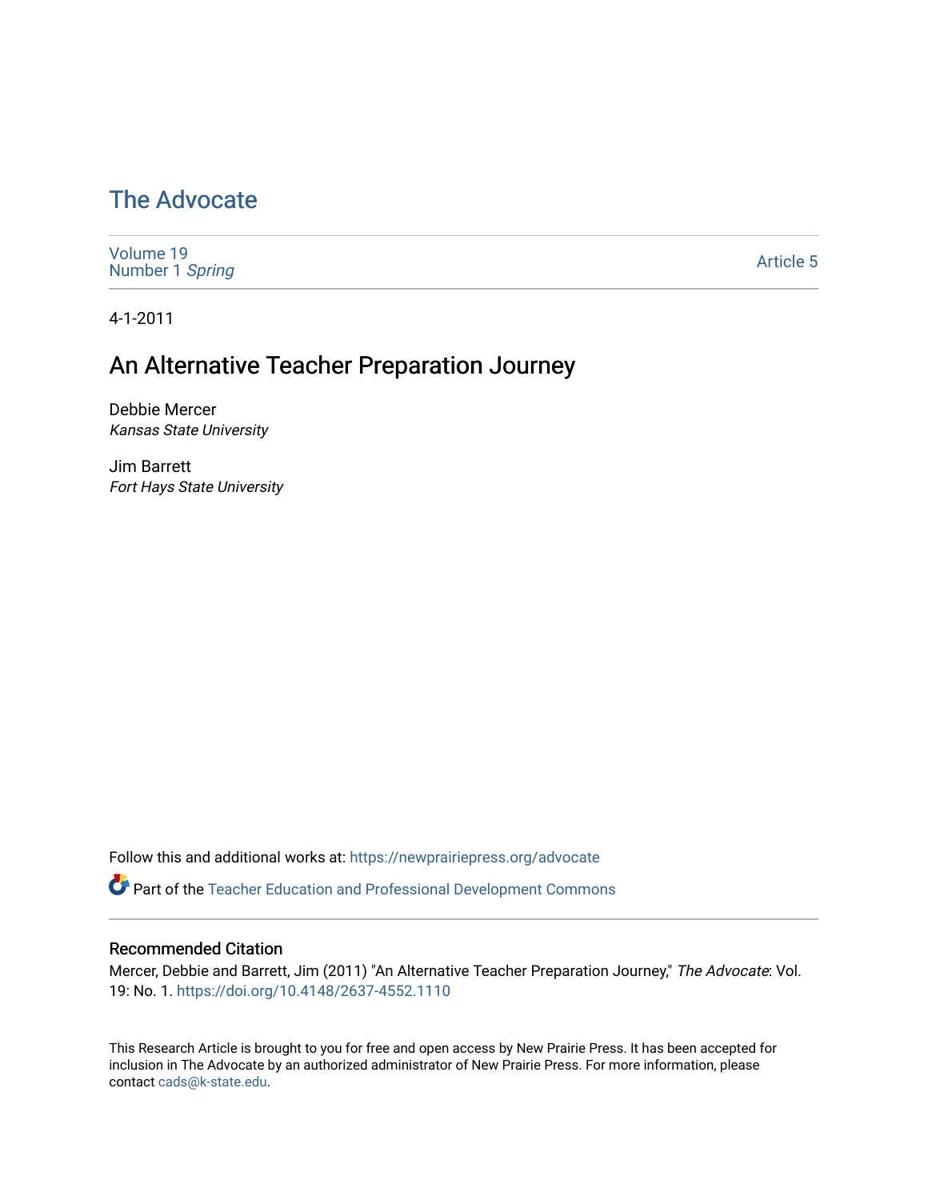# The Advocate

Volume 19
Number 1 *Spring*

Article 5

4-1-2011

## An Alternative Teacher Preparation Journey

Debbie Mercer
*Kansas State University*

Jim Barrett
*Fort Hays State University*

Follow this and additional works at: https://newprairiepress.org/advocate

Part of the Teacher Education and Professional Development Commons

### Recommended Citation

Mercer, Debbie and Barrett, Jim (2011) "An Alternative Teacher Preparation Journey," *The Advocate*: Vol. 19: No. 1. https://doi.org/10.4148/2637-4552.1110

This Research Article is brought to you for free and open access by New Prairie Press. It has been accepted for inclusion in The Advocate by an authorized administrator of New Prairie Press. For more information, please contact cads@k-state.edu.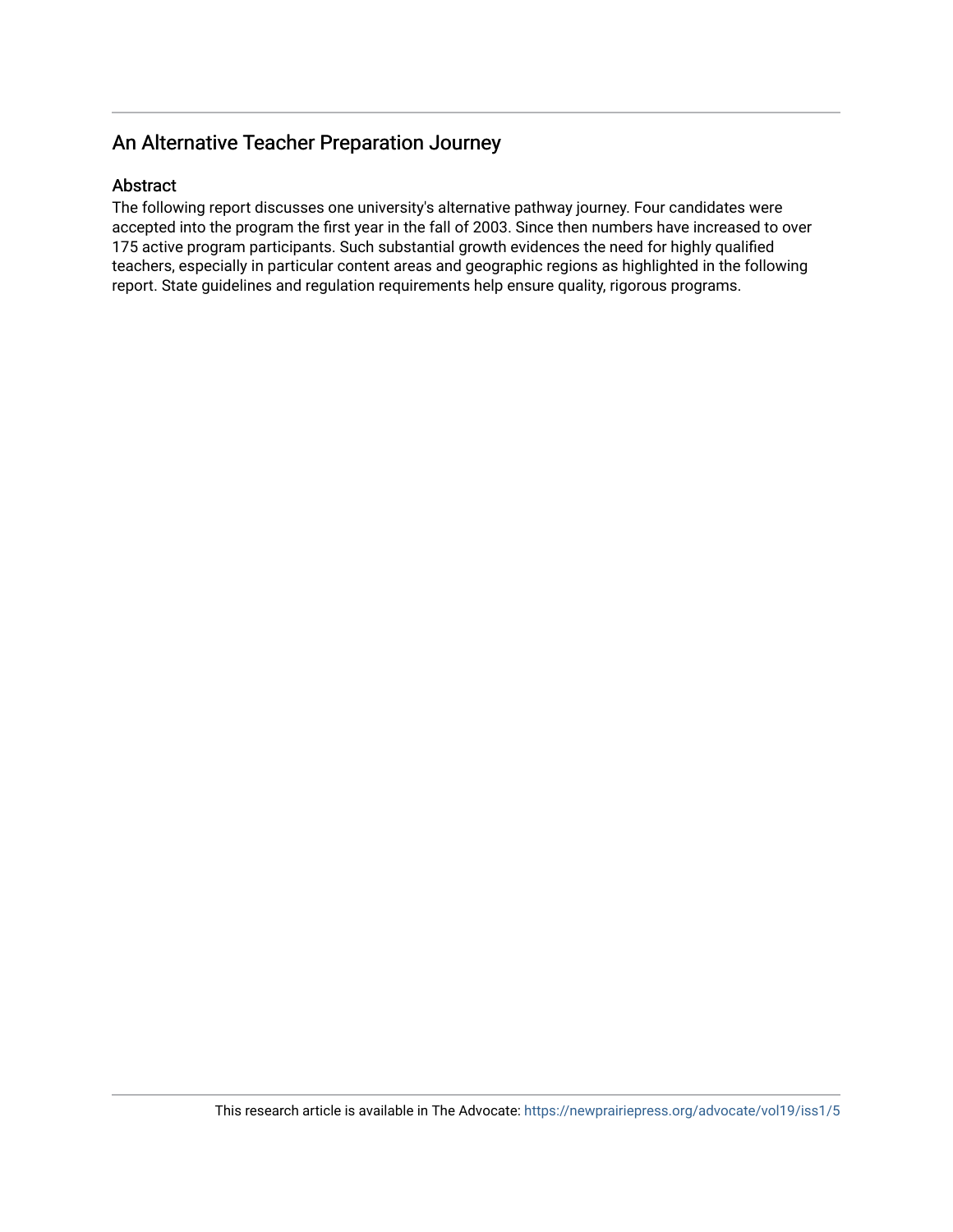# An Alternative Teacher Preparation Journey

## Abstract

The following report discusses one university's alternative pathway journey. Four candidates were accepted into the program the first year in the fall of 2003. Since then numbers have increased to over 175 active program participants. Such substantial growth evidences the need for highly qualified teachers, especially in particular content areas and geographic regions as highlighted in the following report. State guidelines and regulation requirements help ensure quality, rigorous programs.

This research article is available in The Advocate: https://newprairiepress.org/advocate/vol19/iss1/5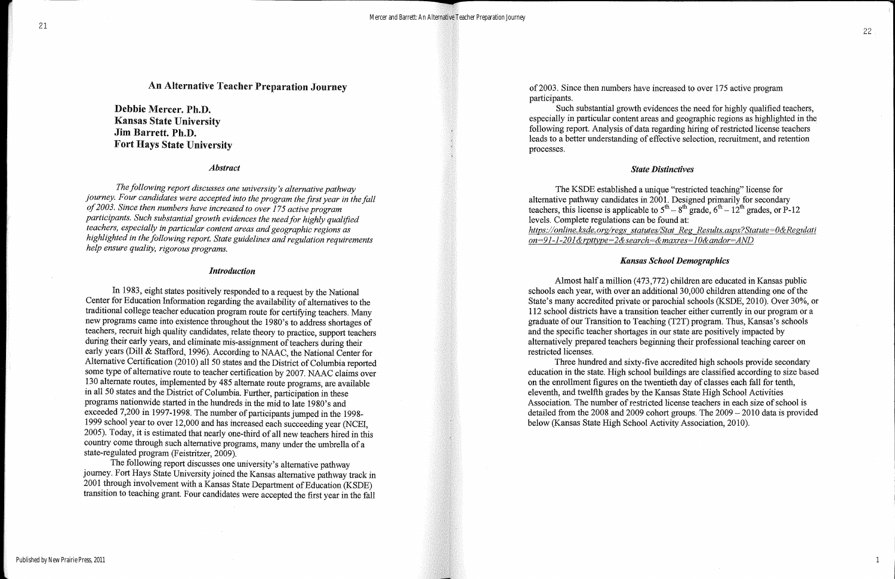# An Alternative Teacher Preparation Journey

**Debbie Mercer. Ph.D.**
**Kansas State University**
**Jim Barrett. Ph.D.**
**Fort Hays State University**

### *Abstract*

*The following report discusses one university's alternative pathway journey. Four candidates were accepted into the program the first year in the fall of 2003. Since then numbers have increased to over 175 active program participants. Such substantial growth evidences the need for highly qualified teachers, especially in particular content areas and geographic regions as highlighted in the following report. State guidelines and regulation requirements help ensure quality, rigorous programs.*

### *Introduction*

In 1983, eight states positively responded to a request by the National Center for Education Information regarding the availability of alternatives to the traditional college teacher education program route for certifying teachers. Many new programs came into existence throughout the 1980's to address shortages of teachers, recruit high quality candidates, relate theory to practice, support teachers during their early years, and eliminate mis-assignment of teachers during their early years (Dill & Stafford, 1996). According to NAAC, the National Center for Alternative Certification (2010) all 50 states and the District of Columbia reported some type of alternative route to teacher certification by 2007. NAAC claims over 130 alternate routes, implemented by 485 alternate route programs, are available in all 50 states and the District of Columbia. Further, participation in these programs nationwide started in the hundreds in the mid to late 1980's and exceeded 7,200 in 1997-1998. The number of participants jumped in the 1998-1999 school year to over 12,000 and has increased each succeeding year (NCEI, 2005). Today, it is estimated that nearly one-third of all new teachers hired in this country come through such alternative programs, many under the umbrella of a state-regulated program (Feistritzer, 2009).

The following report discusses one university's alternative pathway journey. Fort Hays State University joined the Kansas alternative pathway track in 2001 through involvement with a Kansas State Department of Education (KSDE) transition to teaching grant. Four candidates were accepted the first year in the fall of 2003. Since then numbers have increased to over 175 active program participants.

Such substantial growth evidences the need for highly qualified teachers, especially in particular content areas and geographic regions as highlighted in the following report. Analysis of data regarding hiring of restricted license teachers leads to a better understanding of effective selection, recruitment, and retention processes.

### *State Distinctives*

The KSDE established a unique "restricted teaching" license for alternative pathway candidates in 2001. Designed primarily for secondary teachers, this license is applicable to $5^{th} - 8^{th}$ grade, $6^{th} - 12^{th}$ grades, or P-12 levels. Complete regulations can be found at: *https://online.ksde.org/regs_statutes/Stat_Reg_Results.aspx?Statute=0&Regulation=91-1-201&rpttype=2&search=&maxres=10&andor=AND*

### *Kansas School Demographics*

Almost half a million (473,772) children are educated in Kansas public schools each year, with over an additional 30,000 children attending one of the State's many accredited private or parochial schools (KSDE, 2010). Over 30%, or 112 school districts have a transition teacher either currently in our program or a graduate of our Transition to Teaching (T2T) program. Thus, Kansas's schools and the specific teacher shortages in our state are positively impacted by alternatively prepared teachers beginning their professional teaching career on restricted licenses.

Three hundred and sixty-five accredited high schools provide secondary education in the state. High school buildings are classified according to size based on the enrollment figures on the twentieth day of classes each fall for tenth, eleventh, and twelfth grades by the Kansas State High School Activities Association. The number of restricted license teachers in each size of school is detailed from the 2008 and 2009 cohort groups. The 2009 – 2010 data is provided below (Kansas State High School Activity Association, 2010).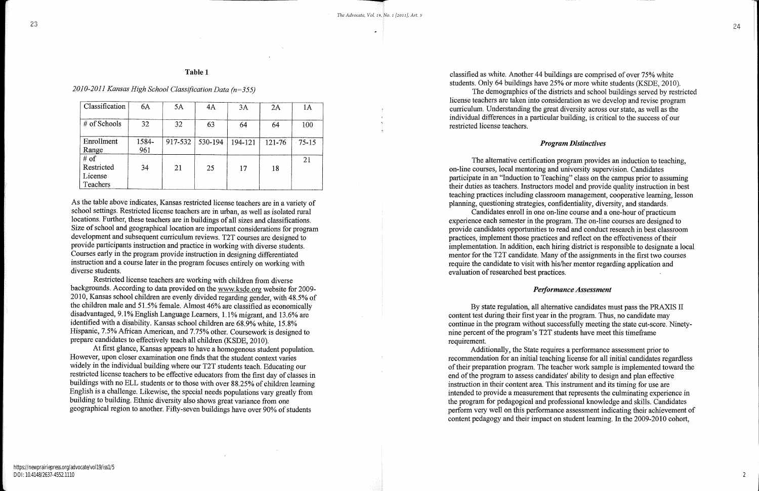**Table 1**

*2010-2011 Kansas High School Classification Data (n=355)*

| Classification | 6A | 5A | 4A | 3A | 2A | 1A |
|---|---|---|---|---|---|---|
| # of Schools | 32 | 32 | 63 | 64 | 64 | 100 |
| Enrollment Range | 1584-961 | 917-532 | 530-194 | 194-121 | 121-76 | 75-15 |
| # of Restricted License Teachers | 34 | 21 | 25 | 17 | 18 | 21 |

As the table above indicates, Kansas restricted license teachers are in a variety of school settings. Restricted license teachers are in urban, as well as isolated rural locations. Further, these teachers are in buildings of all sizes and classifications. Size of school and geographical location are important considerations for program development and subsequent curriculum reviews. T2T courses are designed to provide participants instruction and practice in working with diverse students. Courses early in the program provide instruction in designing differentiated instruction and a course later in the program focuses entirely on working with diverse students.

Restricted license teachers are working with children from diverse backgrounds. According to data provided on the www.ksde.org website for 2009-2010, Kansas school children are evenly divided regarding gender, with 48.5% of the children male and 51.5% female. Almost 46% are classified as economically disadvantaged, 9.1% English Language Learners, 1.1% migrant, and 13.6% are identified with a disability. Kansas school children are 68.9% white, 15.8% Hispanic, 7.5% African American, and 7.75% other. Coursework is designed to prepare candidates to effectively teach all children (KSDE, 2010).

At first glance, Kansas appears to have a homogenous student population. However, upon closer examination one finds that the student context varies widely in the individual building where our T2T students teach. Educating our restricted license teachers to be effective educators from the first day of classes in buildings with no ELL students or to those with over 88.25% of children learning English is a challenge. Likewise, the special needs populations vary greatly from building to building. Ethnic diversity also shows great variance from one geographical region to another. Fifty-seven buildings have over 90% of students classified as white. Another 44 buildings are comprised of over 75% white students. Only 64 buildings have 25% or more white students (KSDE, 2010).

The demographics of the districts and school buildings served by restricted license teachers are taken into consideration as we develop and revise program curriculum. Understanding the great diversity across our state, as well as the individual differences in a particular building, is critical to the success of our restricted license teachers.

### *Program Distinctives*

The alternative certification program provides an induction to teaching, on-line courses, local mentoring and university supervision. Candidates participate in an "Induction to Teaching" class on the campus prior to assuming their duties as teachers. Instructors model and provide quality instruction in best teaching practices including classroom management, cooperative learning, lesson planning, questioning strategies, confidentiality, diversity, and standards.

Candidates enroll in one on-line course and a one-hour of practicum experience each semester in the program. The on-line courses are designed to provide candidates opportunities to read and conduct research in best classroom practices, implement those practices and reflect on the effectiveness of their implementation. In addition, each hiring district is responsible to designate a local mentor for the T2T candidate. Many of the assignments in the first two courses require the candidate to visit with his/her mentor regarding application and evaluation of researched best practices.

### *Performance Assessment*

By state regulation, all alternative candidates must pass the PRAXIS II content test during their first year in the program. Thus, no candidate may continue in the program without successfully meeting the state cut-score. Ninety-nine percent of the program's T2T students have meet this timeframe requirement.

Additionally, the State requires a performance assessment prior to recommendation for an initial teaching license for all initial candidates regardless of their preparation program. The teacher work sample is implemented toward the end of the program to assess candidates' ability to design and plan effective instruction in their content area. This instrument and its timing for use are intended to provide a measurement that represents the culminating experience in the program for pedagogical and professional knowledge and skills. Candidates perform very well on this performance assessment indicating their achievement of content pedagogy and their impact on student learning. In the 2009-2010 cohort,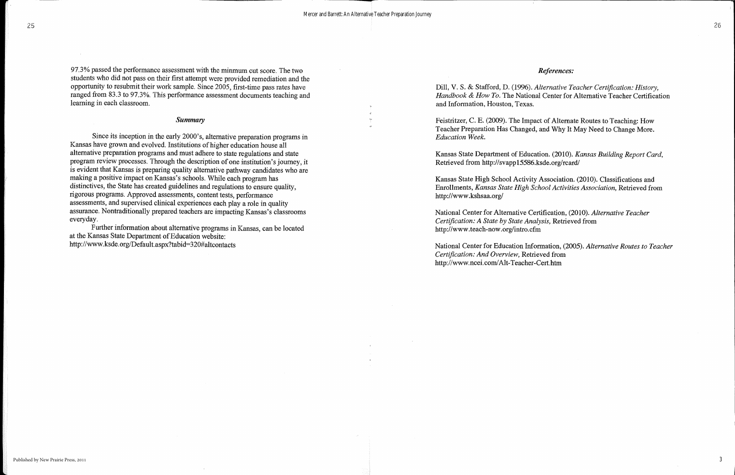97.3% passed the performance assessment with the minmum cut score. The two students who did not pass on their first attempt were provided remediation and the opportunity to resubmit their work sample. Since 2005, first-time pass rates have ranged from 83.3 to 97.3%. This performance assessment documents teaching and learning in each classroom.

### *Summary*

Since its inception in the early 2000's, alternative preparation programs in Kansas have grown and evolved. Institutions of higher education house all alternative preparation programs and must adhere to state regulations and state program review processes. Through the description of one institution's journey, it is evident that Kansas is preparing quality alternative pathway candidates who are making a positive impact on Kansas's schools. While each program has distinctives, the State has created guidelines and regulations to ensure quality, rigorous programs. Approved assessments, content tests, performance assessments, and supervised clinical experiences each play a role in quality assurance. Nontraditionally prepared teachers are impacting Kansas's classrooms everyday.

Further information about alternative programs in Kansas, can be located at the Kansas State Department of Education website:
http://www.ksde.org/Default.aspx?tabid=320#altcontacts

### *References:*

Dill, V. S. & Stafford, D. (1996). *Alternative Teacher Certification: History, Handbook & How To.* The National Center for Alternative Teacher Certification and Information, Houston, Texas.

Feistritzer, C. E. (2009). The Impact of Alternate Routes to Teaching: How Teacher Preparation Has Changed, and Why It May Need to Change More. *Education Week.*

Kansas State Department of Education. (2010). *Kansas Building Report Card,* Retrieved from http://svapp15586.ksde.org/rcard/

Kansas State High School Activity Association. (2010). Classifications and Enrollments, *Kansas State High School Activities Association,* Retrieved from http://www.kshsaa.org/

National Center for Alternative Certification, (2010). *Alternative Teacher Certification: A State by State Analysis,* Retrieved from http://www.teach-now.org/intro.cfm

National Center for Education Information, (2005). *Alternative Routes to Teacher Certification: And Overview,* Retrieved from http://www.ncei.com/Alt-Teacher-Cert.htm